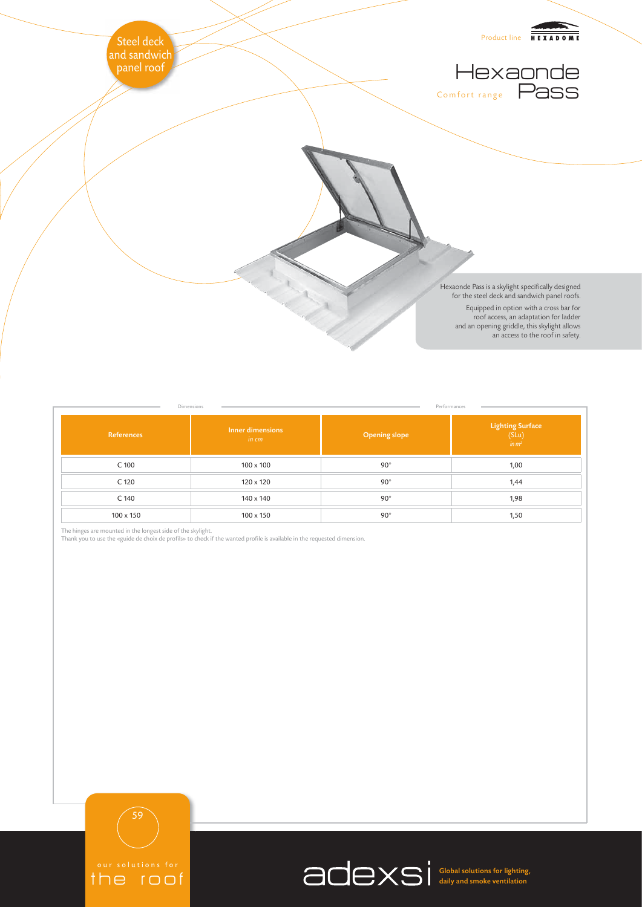Steel deck and sandwich panel roof

Product line HEXADOME

# Hexaonde Pass

Comfort range

Hexaonde Pass is a skylight specifically designed for the steel deck and sandwich panel roofs.

Equipped in option with a cross bar for roof access, an adaptation for ladder and an opening griddle, this skylight allows an access to the roof in safety.

| Dimensions | | Performances | |
|---|---|---|---|
| References | Inner dimensions *in cm* | Opening slope | Lighting Surface (SLu) *in m²* |
| C 100 | 100 x 100 | 90° | 1,00 |
| C 120 | 120 x 120 | 90° | 1,44 |
| C 140 | 140 x 140 | 90° | 1,98 |
| 100 x 150 | 100 x 150 | 90° | 1,50 |

The hinges are mounted in the longest side of the skylight.
Thank you to use the «guide de choix de profils» to check if the wanted profile is available in the requested dimension.

our solutions for the roof

adexsi Global solutions for lighting, daily and smoke ventilation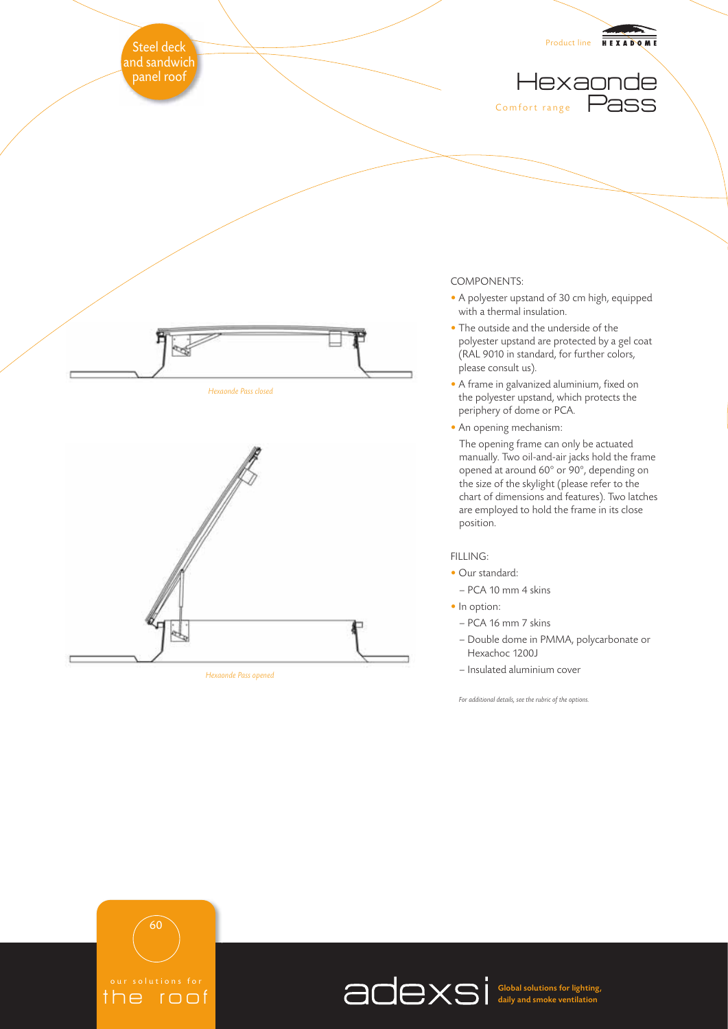Steel deck and sandwich panel roof

Product line HEXADOME

# Hexaonde Pass

Comfort range

*Hexaonde Pass closed*

*Hexaonde Pass opened*

COMPONENTS:

- A polyester upstand of 30 cm high, equipped with a thermal insulation.
- The outside and the underside of the polyester upstand are protected by a gel coat (RAL 9010 in standard, for further colors, please consult us).
- A frame in galvanized aluminium, fixed on the polyester upstand, which protects the periphery of dome or PCA.
- An opening mechanism:

  The opening frame can only be actuated manually. Two oil-and-air jacks hold the frame opened at around 60° or 90°, depending on the size of the skylight (please refer to the chart of dimensions and features). Two latches are employed to hold the frame in its close position.

FILLING:

- Our standard:
  - PCA 10 mm 4 skins
- In option:
  - PCA 16 mm 7 skins
  - Double dome in PMMA, polycarbonate or Hexachoc 1200J
  - Insulated aluminium cover

*For additional details, see the rubric of the options.*